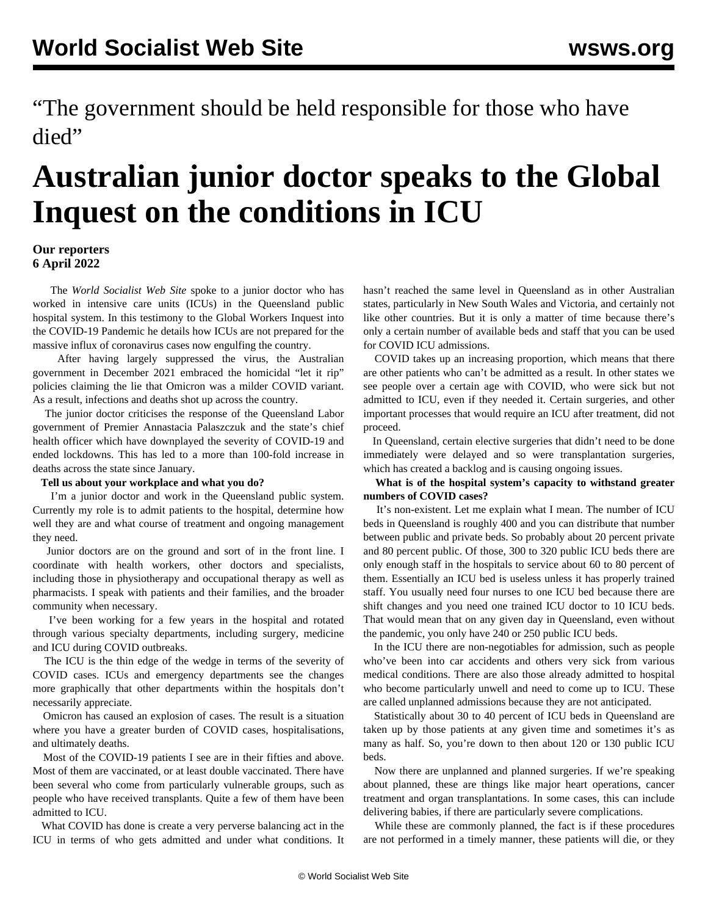“The government should be held responsible for those who have died”

# Australian junior doctor speaks to the Global Inquest on the conditions in ICU

**Our reporters**
**6 April 2022**

The *World Socialist Web Site* spoke to a junior doctor who has worked in intensive care units (ICUs) in the Queensland public hospital system. In this testimony to the Global Workers Inquest into the COVID-19 Pandemic he details how ICUs are not prepared for the massive influx of coronavirus cases now engulfing the country.

After having largely suppressed the virus, the Australian government in December 2021 embraced the homicidal “let it rip” policies claiming the lie that Omicron was a milder COVID variant. As a result, infections and deaths shot up across the country.

The junior doctor criticises the response of the Queensland Labor government of Premier Annastacia Palaszczuk and the state’s chief health officer which have downplayed the severity of COVID-19 and ended lockdowns. This has led to a more than 100-fold increase in deaths across the state since January.

**Tell us about your workplace and what you do?**

I’m a junior doctor and work in the Queensland public system. Currently my role is to admit patients to the hospital, determine how well they are and what course of treatment and ongoing management they need.

Junior doctors are on the ground and sort of in the front line. I coordinate with health workers, other doctors and specialists, including those in physiotherapy and occupational therapy as well as pharmacists. I speak with patients and their families, and the broader community when necessary.

I’ve been working for a few years in the hospital and rotated through various specialty departments, including surgery, medicine and ICU during COVID outbreaks.

The ICU is the thin edge of the wedge in terms of the severity of COVID cases. ICUs and emergency departments see the changes more graphically that other departments within the hospitals don’t necessarily appreciate.

Omicron has caused an explosion of cases. The result is a situation where you have a greater burden of COVID cases, hospitalisations, and ultimately deaths.

Most of the COVID-19 patients I see are in their fifties and above. Most of them are vaccinated, or at least double vaccinated. There have been several who come from particularly vulnerable groups, such as people who have received transplants. Quite a few of them have been admitted to ICU.

What COVID has done is create a very perverse balancing act in the ICU in terms of who gets admitted and under what conditions. It hasn’t reached the same level in Queensland as in other Australian states, particularly in New South Wales and Victoria, and certainly not like other countries. But it is only a matter of time because there’s only a certain number of available beds and staff that you can be used for COVID ICU admissions.

COVID takes up an increasing proportion, which means that there are other patients who can’t be admitted as a result. In other states we see people over a certain age with COVID, who were sick but not admitted to ICU, even if they needed it. Certain surgeries, and other important processes that would require an ICU after treatment, did not proceed.

In Queensland, certain elective surgeries that didn’t need to be done immediately were delayed and so were transplantation surgeries, which has created a backlog and is causing ongoing issues.

**What is of the hospital system’s capacity to withstand greater numbers of COVID cases?**

It’s non-existent. Let me explain what I mean. The number of ICU beds in Queensland is roughly 400 and you can distribute that number between public and private beds. So probably about 20 percent private and 80 percent public. Of those, 300 to 320 public ICU beds there are only enough staff in the hospitals to service about 60 to 80 percent of them. Essentially an ICU bed is useless unless it has properly trained staff. You usually need four nurses to one ICU bed because there are shift changes and you need one trained ICU doctor to 10 ICU beds. That would mean that on any given day in Queensland, even without the pandemic, you only have 240 or 250 public ICU beds.

In the ICU there are non-negotiables for admission, such as people who’ve been into car accidents and others very sick from various medical conditions. There are also those already admitted to hospital who become particularly unwell and need to come up to ICU. These are called unplanned admissions because they are not anticipated.

Statistically about 30 to 40 percent of ICU beds in Queensland are taken up by those patients at any given time and sometimes it’s as many as half. So, you’re down to then about 120 or 130 public ICU beds.

Now there are unplanned and planned surgeries. If we’re speaking about planned, these are things like major heart operations, cancer treatment and organ transplantations. In some cases, this can include delivering babies, if there are particularly severe complications.

While these are commonly planned, the fact is if these procedures are not performed in a timely manner, these patients will die, or they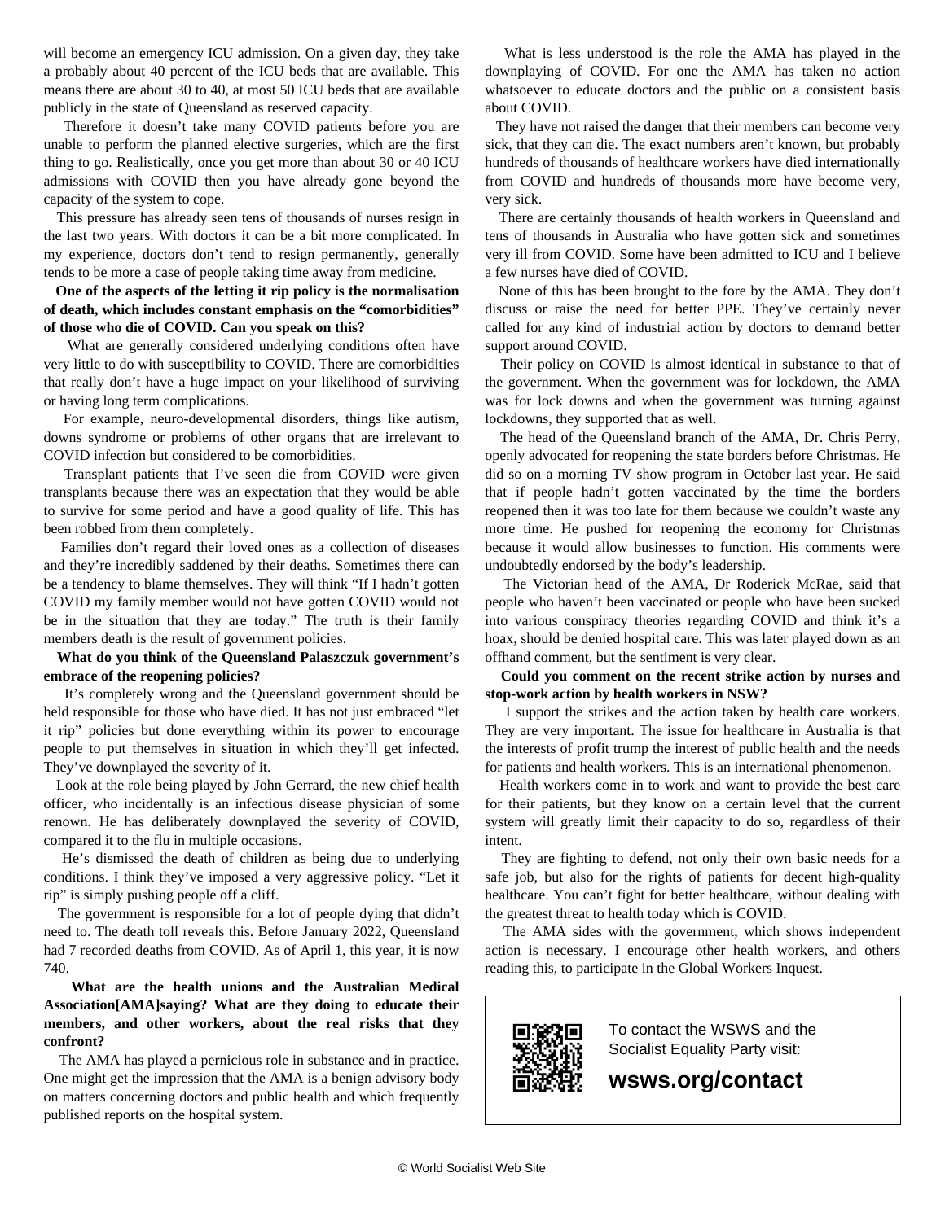will become an emergency ICU admission. On a given day, they take a probably about 40 percent of the ICU beds that are available. This means there are about 30 to 40, at most 50 ICU beds that are available publicly in the state of Queensland as reserved capacity.

Therefore it doesn't take many COVID patients before you are unable to perform the planned elective surgeries, which are the first thing to go. Realistically, once you get more than about 30 or 40 ICU admissions with COVID then you have already gone beyond the capacity of the system to cope.

This pressure has already seen tens of thousands of nurses resign in the last two years. With doctors it can be a bit more complicated. In my experience, doctors don't tend to resign permanently, generally tends to be more a case of people taking time away from medicine.

**One of the aspects of the letting it rip policy is the normalisation of death, which includes constant emphasis on the "comorbidities" of those who die of COVID. Can you speak on this?**

What are generally considered underlying conditions often have very little to do with susceptibility to COVID. There are comorbidities that really don't have a huge impact on your likelihood of surviving or having long term complications.

For example, neuro-developmental disorders, things like autism, downs syndrome or problems of other organs that are irrelevant to COVID infection but considered to be comorbidities.

Transplant patients that I've seen die from COVID were given transplants because there was an expectation that they would be able to survive for some period and have a good quality of life. This has been robbed from them completely.

Families don't regard their loved ones as a collection of diseases and they're incredibly saddened by their deaths. Sometimes there can be a tendency to blame themselves. They will think "If I hadn't gotten COVID my family member would not have gotten COVID would not be in the situation that they are today." The truth is their family members death is the result of government policies.

**What do you think of the Queensland Palaszczuk government's embrace of the reopening policies?**

It's completely wrong and the Queensland government should be held responsible for those who have died. It has not just embraced "let it rip" policies but done everything within its power to encourage people to put themselves in situation in which they'll get infected. They've downplayed the severity of it.

Look at the role being played by John Gerrard, the new chief health officer, who incidentally is an infectious disease physician of some renown. He has deliberately downplayed the severity of COVID, compared it to the flu in multiple occasions.

He's dismissed the death of children as being due to underlying conditions. I think they've imposed a very aggressive policy. "Let it rip" is simply pushing people off a cliff.

The government is responsible for a lot of people dying that didn't need to. The death toll reveals this. Before January 2022, Queensland had 7 recorded deaths from COVID. As of April 1, this year, it is now 740.

**What are the health unions and the Australian Medical Association[AMA]saying? What are they doing to educate their members, and other workers, about the real risks that they confront?**

The AMA has played a pernicious role in substance and in practice. One might get the impression that the AMA is a benign advisory body on matters concerning doctors and public health and which frequently published reports on the hospital system.

What is less understood is the role the AMA has played in the downplaying of COVID. For one the AMA has taken no action whatsoever to educate doctors and the public on a consistent basis about COVID.

They have not raised the danger that their members can become very sick, that they can die. The exact numbers aren't known, but probably hundreds of thousands of healthcare workers have died internationally from COVID and hundreds of thousands more have become very, very sick.

There are certainly thousands of health workers in Queensland and tens of thousands in Australia who have gotten sick and sometimes very ill from COVID. Some have been admitted to ICU and I believe a few nurses have died of COVID.

None of this has been brought to the fore by the AMA. They don't discuss or raise the need for better PPE. They've certainly never called for any kind of industrial action by doctors to demand better support around COVID.

Their policy on COVID is almost identical in substance to that of the government. When the government was for lockdown, the AMA was for lock downs and when the government was turning against lockdowns, they supported that as well.

The head of the Queensland branch of the AMA, Dr. Chris Perry, openly advocated for reopening the state borders before Christmas. He did so on a morning TV show program in October last year. He said that if people hadn't gotten vaccinated by the time the borders reopened then it was too late for them because we couldn't waste any more time. He pushed for reopening the economy for Christmas because it would allow businesses to function. His comments were undoubtedly endorsed by the body's leadership.

The Victorian head of the AMA, Dr Roderick McRae, said that people who haven't been vaccinated or people who have been sucked into various conspiracy theories regarding COVID and think it's a hoax, should be denied hospital care. This was later played down as an offhand comment, but the sentiment is very clear.

**Could you comment on the recent strike action by nurses and stop-work action by health workers in NSW?**

I support the strikes and the action taken by health care workers. They are very important. The issue for healthcare in Australia is that the interests of profit trump the interest of public health and the needs for patients and health workers. This is an international phenomenon.

Health workers come in to work and want to provide the best care for their patients, but they know on a certain level that the current system will greatly limit their capacity to do so, regardless of their intent.

They are fighting to defend, not only their own basic needs for a safe job, but also for the rights of patients for decent high-quality healthcare. You can't fight for better healthcare, without dealing with the greatest threat to health today which is COVID.

The AMA sides with the government, which shows independent action is necessary. I encourage other health workers, and others reading this, to participate in the Global Workers Inquest.

To contact the WSWS and the Socialist Equality Party visit:

**wsws.org/contact**